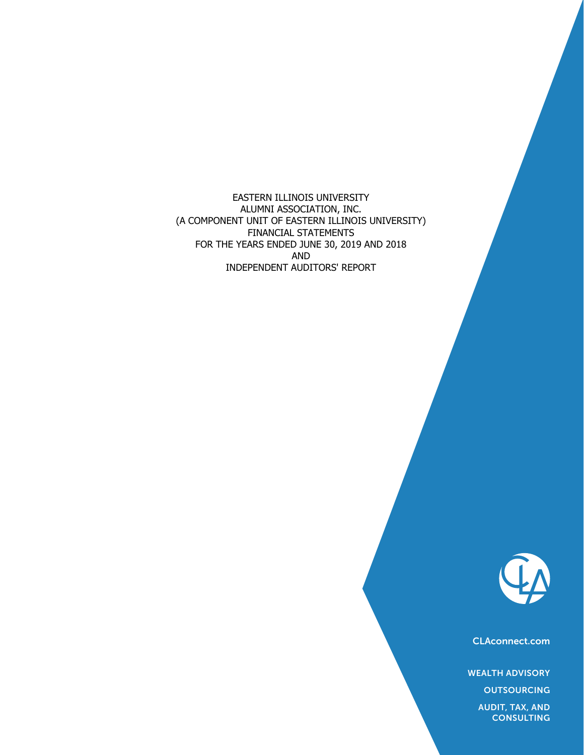EASTERN ILLINOIS UNIVERSITY
ALUMNI ASSOCIATION, INC.
(A COMPONENT UNIT OF EASTERN ILLINOIS UNIVERSITY)
FINANCIAL STATEMENTS
FOR THE YEARS ENDED JUNE 30, 2019 AND 2018
AND
INDEPENDENT AUDITORS' REPORT

CLAconnect.com

WEALTH ADVISORY

OUTSOURCING

AUDIT, TAX, AND CONSULTING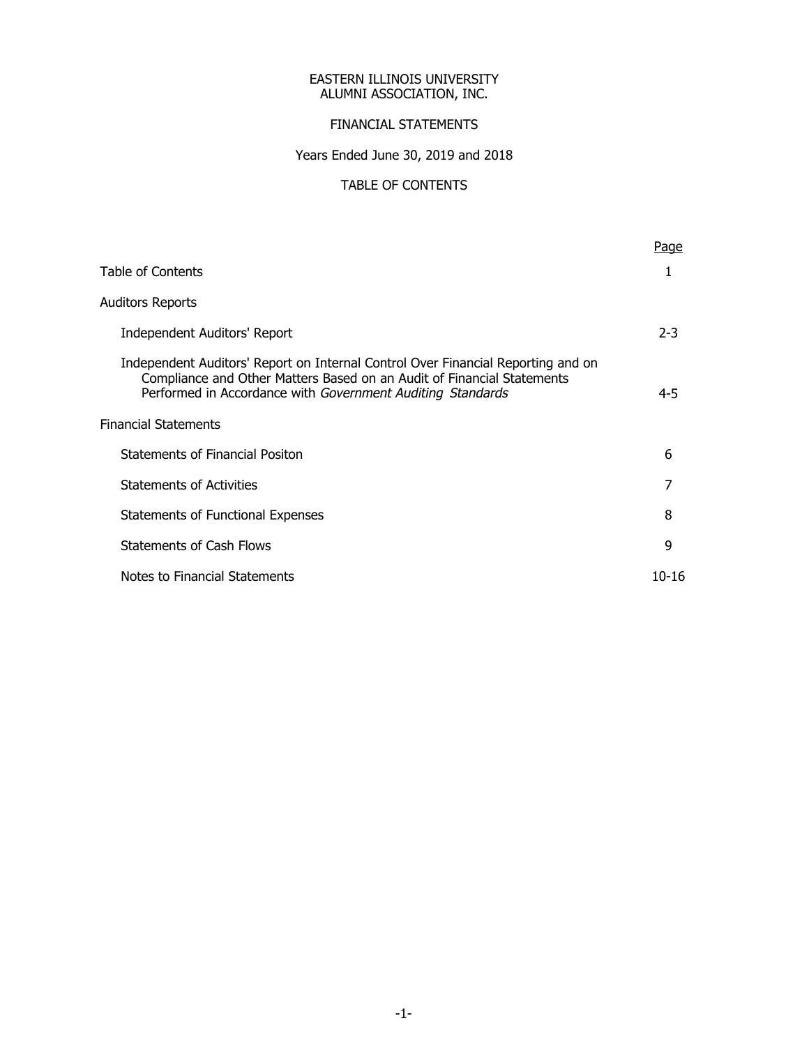EASTERN ILLINOIS UNIVERSITY
ALUMNI ASSOCIATION, INC.

FINANCIAL STATEMENTS

Years Ended June 30, 2019 and 2018

TABLE OF CONTENTS

| | Page |
|---|---|
| Table of Contents | 1 |
| Auditors Reports | |
| Independent Auditors' Report | 2-3 |
| Independent Auditors' Report on Internal Control Over Financial Reporting and on Compliance and Other Matters Based on an Audit of Financial Statements Performed in Accordance with *Government Auditing Standards* | 4-5 |
| Financial Statements | |
| Statements of Financial Positon | 6 |
| Statements of Activities | 7 |
| Statements of Functional Expenses | 8 |
| Statements of Cash Flows | 9 |
| Notes to Financial Statements | 10-16 |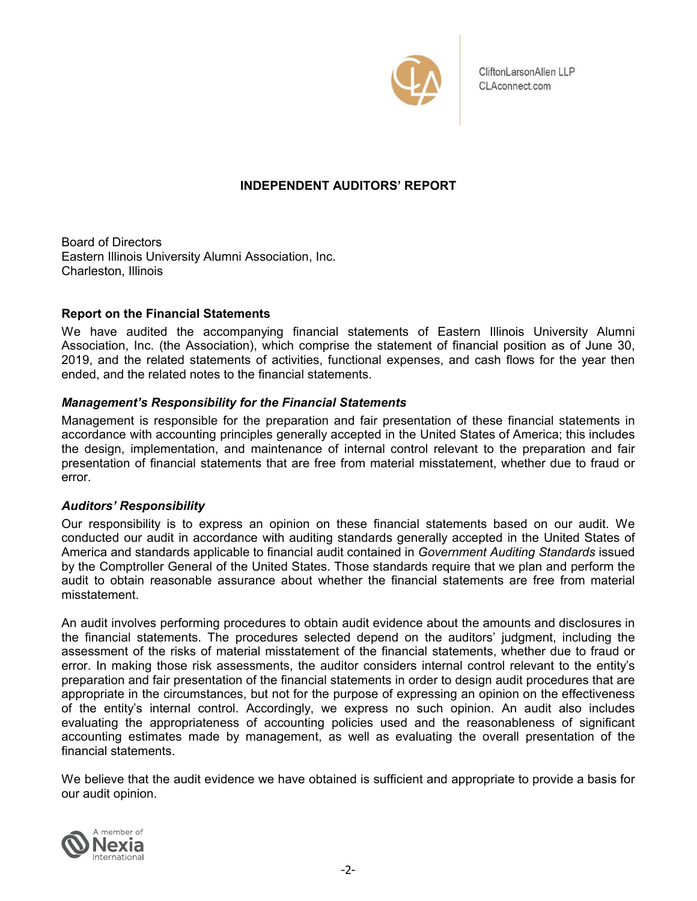CliftonLarsonAllen LLP
CLAconnect.com

# INDEPENDENT AUDITORS' REPORT

Board of Directors
Eastern Illinois University Alumni Association, Inc.
Charleston, Illinois

## Report on the Financial Statements

We have audited the accompanying financial statements of Eastern Illinois University Alumni Association, Inc. (the Association), which comprise the statement of financial position as of June 30, 2019, and the related statements of activities, functional expenses, and cash flows for the year then ended, and the related notes to the financial statements.

### *Management's Responsibility for the Financial Statements*

Management is responsible for the preparation and fair presentation of these financial statements in accordance with accounting principles generally accepted in the United States of America; this includes the design, implementation, and maintenance of internal control relevant to the preparation and fair presentation of financial statements that are free from material misstatement, whether due to fraud or error.

### *Auditors' Responsibility*

Our responsibility is to express an opinion on these financial statements based on our audit. We conducted our audit in accordance with auditing standards generally accepted in the United States of America and standards applicable to financial audit contained in *Government Auditing Standards* issued by the Comptroller General of the United States. Those standards require that we plan and perform the audit to obtain reasonable assurance about whether the financial statements are free from material misstatement.

An audit involves performing procedures to obtain audit evidence about the amounts and disclosures in the financial statements. The procedures selected depend on the auditors' judgment, including the assessment of the risks of material misstatement of the financial statements, whether due to fraud or error. In making those risk assessments, the auditor considers internal control relevant to the entity's preparation and fair presentation of the financial statements in order to design audit procedures that are appropriate in the circumstances, but not for the purpose of expressing an opinion on the effectiveness of the entity's internal control. Accordingly, we express no such opinion. An audit also includes evaluating the appropriateness of accounting policies used and the reasonableness of significant accounting estimates made by management, as well as evaluating the overall presentation of the financial statements.

We believe that the audit evidence we have obtained is sufficient and appropriate to provide a basis for our audit opinion.

A member of Nexia International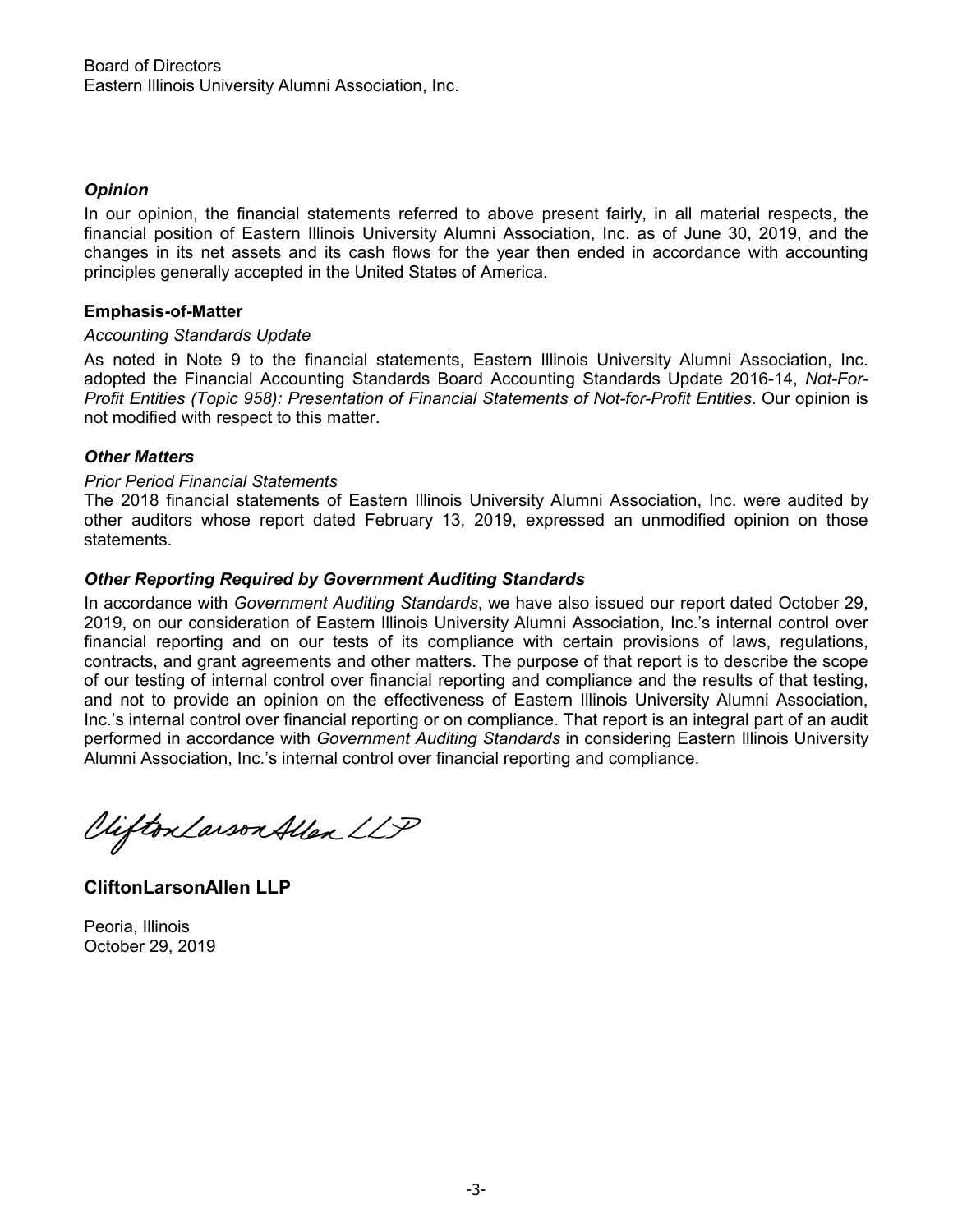Board of Directors
Eastern Illinois University Alumni Association, Inc.

### *Opinion*

In our opinion, the financial statements referred to above present fairly, in all material respects, the financial position of Eastern Illinois University Alumni Association, Inc. as of June 30, 2019, and the changes in its net assets and its cash flows for the year then ended in accordance with accounting principles generally accepted in the United States of America.

### Emphasis-of-Matter

*Accounting Standards Update*

As noted in Note 9 to the financial statements, Eastern Illinois University Alumni Association, Inc. adopted the Financial Accounting Standards Board Accounting Standards Update 2016-14, *Not-For-Profit Entities (Topic 958): Presentation of Financial Statements of Not-for-Profit Entities*. Our opinion is not modified with respect to this matter.

### *Other Matters*

*Prior Period Financial Statements*

The 2018 financial statements of Eastern Illinois University Alumni Association, Inc. were audited by other auditors whose report dated February 13, 2019, expressed an unmodified opinion on those statements.

### *Other Reporting Required by Government Auditing Standards*

In accordance with *Government Auditing Standards*, we have also issued our report dated October 29, 2019, on our consideration of Eastern Illinois University Alumni Association, Inc.'s internal control over financial reporting and on our tests of its compliance with certain provisions of laws, regulations, contracts, and grant agreements and other matters. The purpose of that report is to describe the scope of our testing of internal control over financial reporting and compliance and the results of that testing, and not to provide an opinion on the effectiveness of Eastern Illinois University Alumni Association, Inc.'s internal control over financial reporting or on compliance. That report is an integral part of an audit performed in accordance with *Government Auditing Standards* in considering Eastern Illinois University Alumni Association, Inc.'s internal control over financial reporting and compliance.

CliftonLarsonAllen LLP

**CliftonLarsonAllen LLP**

Peoria, Illinois
October 29, 2019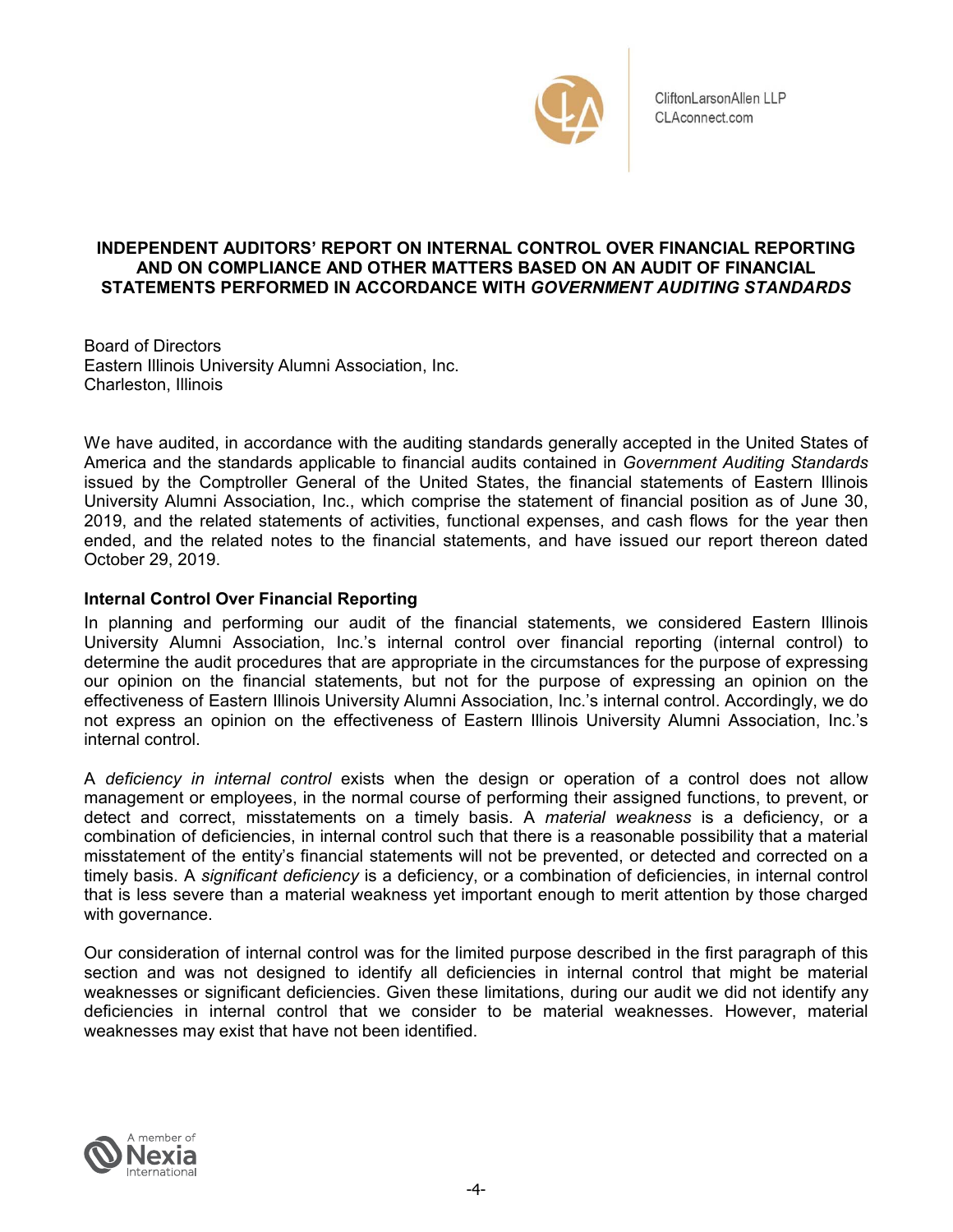CliftonLarsonAllen LLP
CLAconnect.com

# INDEPENDENT AUDITORS' REPORT ON INTERNAL CONTROL OVER FINANCIAL REPORTING AND ON COMPLIANCE AND OTHER MATTERS BASED ON AN AUDIT OF FINANCIAL STATEMENTS PERFORMED IN ACCORDANCE WITH *GOVERNMENT AUDITING STANDARDS*

Board of Directors
Eastern Illinois University Alumni Association, Inc.
Charleston, Illinois

We have audited, in accordance with the auditing standards generally accepted in the United States of America and the standards applicable to financial audits contained in *Government Auditing Standards* issued by the Comptroller General of the United States, the financial statements of Eastern Illinois University Alumni Association, Inc., which comprise the statement of financial position as of June 30, 2019, and the related statements of activities, functional expenses, and cash flows for the year then ended, and the related notes to the financial statements, and have issued our report thereon dated October 29, 2019.

## Internal Control Over Financial Reporting

In planning and performing our audit of the financial statements, we considered Eastern Illinois University Alumni Association, Inc.'s internal control over financial reporting (internal control) to determine the audit procedures that are appropriate in the circumstances for the purpose of expressing our opinion on the financial statements, but not for the purpose of expressing an opinion on the effectiveness of Eastern Illinois University Alumni Association, Inc.'s internal control. Accordingly, we do not express an opinion on the effectiveness of Eastern Illinois University Alumni Association, Inc.'s internal control.

A *deficiency in internal control* exists when the design or operation of a control does not allow management or employees, in the normal course of performing their assigned functions, to prevent, or detect and correct, misstatements on a timely basis. A *material weakness* is a deficiency, or a combination of deficiencies, in internal control such that there is a reasonable possibility that a material misstatement of the entity's financial statements will not be prevented, or detected and corrected on a timely basis. A *significant deficiency* is a deficiency, or a combination of deficiencies, in internal control that is less severe than a material weakness yet important enough to merit attention by those charged with governance.

Our consideration of internal control was for the limited purpose described in the first paragraph of this section and was not designed to identify all deficiencies in internal control that might be material weaknesses or significant deficiencies. Given these limitations, during our audit we did not identify any deficiencies in internal control that we consider to be material weaknesses. However, material weaknesses may exist that have not been identified.

A member of Nexia International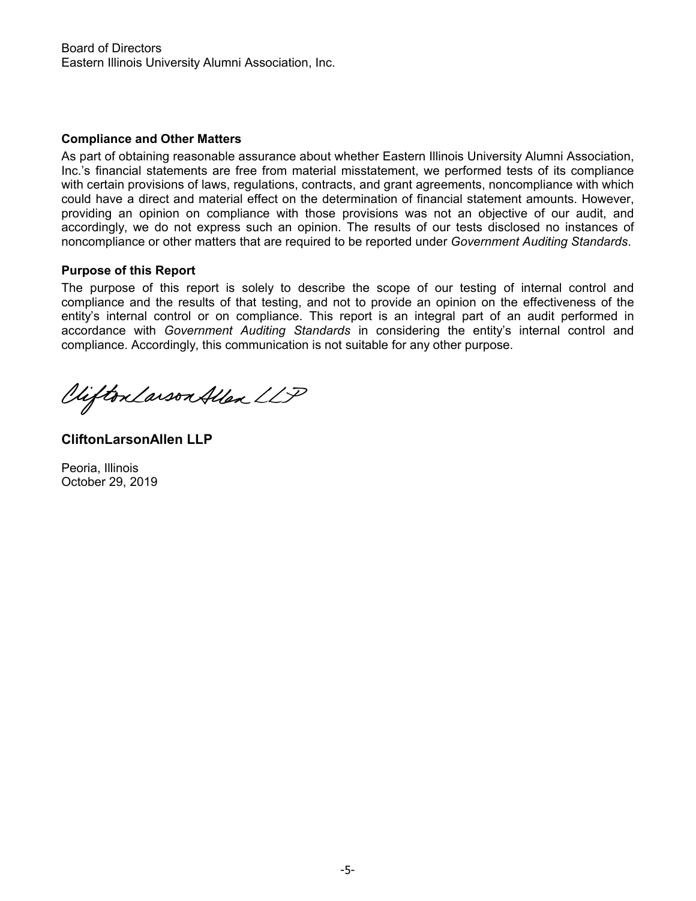Board of Directors
Eastern Illinois University Alumni Association, Inc.

**Compliance and Other Matters**

As part of obtaining reasonable assurance about whether Eastern Illinois University Alumni Association, Inc.'s financial statements are free from material misstatement, we performed tests of its compliance with certain provisions of laws, regulations, contracts, and grant agreements, noncompliance with which could have a direct and material effect on the determination of financial statement amounts. However, providing an opinion on compliance with those provisions was not an objective of our audit, and accordingly, we do not express such an opinion. The results of our tests disclosed no instances of noncompliance or other matters that are required to be reported under *Government Auditing Standards*.

**Purpose of this Report**

The purpose of this report is solely to describe the scope of our testing of internal control and compliance and the results of that testing, and not to provide an opinion on the effectiveness of the entity's internal control or on compliance. This report is an integral part of an audit performed in accordance with *Government Auditing Standards* in considering the entity's internal control and compliance. Accordingly, this communication is not suitable for any other purpose.

CliftonLarsonAllen LLP

**CliftonLarsonAllen LLP**

Peoria, Illinois
October 29, 2019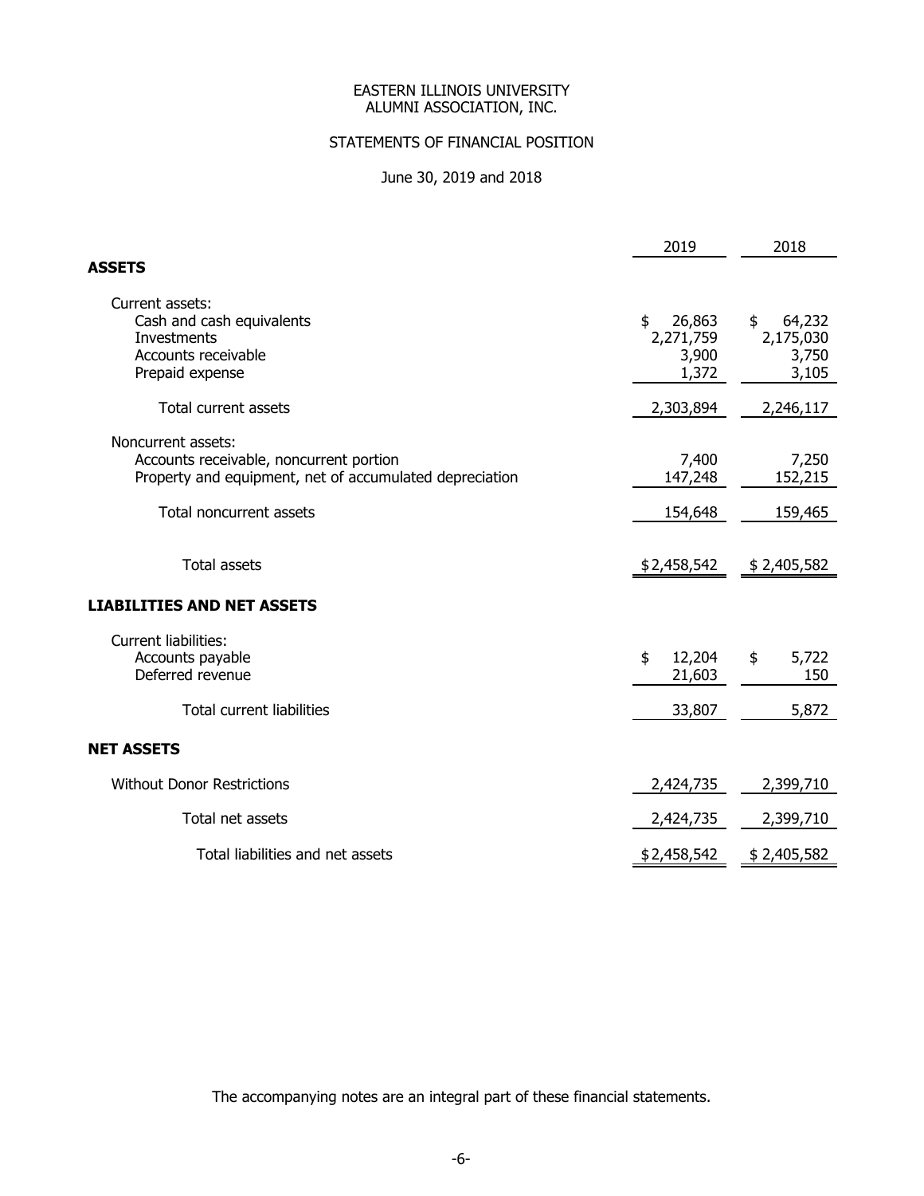EASTERN ILLINOIS UNIVERSITY
ALUMNI ASSOCIATION, INC.

STATEMENTS OF FINANCIAL POSITION

June 30, 2019 and 2018

| | 2019 | 2018 |
|---|---|---|
| **ASSETS** | | |
| Current assets: | | |
| Cash and cash equivalents | $ 26,863 | $ 64,232 |
| Investments | 2,271,759 | 2,175,030 |
| Accounts receivable | 3,900 | 3,750 |
| Prepaid expense | 1,372 | 3,105 |
| Total current assets | 2,303,894 | 2,246,117 |
| Noncurrent assets: | | |
| Accounts receivable, noncurrent portion | 7,400 | 7,250 |
| Property and equipment, net of accumulated depreciation | 147,248 | 152,215 |
| Total noncurrent assets | 154,648 | 159,465 |
| Total assets | $ 2,458,542 | $ 2,405,582 |
| **LIABILITIES AND NET ASSETS** | | |
| Current liabilities: | | |
| Accounts payable | $ 12,204 | $ 5,722 |
| Deferred revenue | 21,603 | 150 |
| Total current liabilities | 33,807 | 5,872 |
| **NET ASSETS** | | |
| Without Donor Restrictions | 2,424,735 | 2,399,710 |
| Total net assets | 2,424,735 | 2,399,710 |
| Total liabilities and net assets | $ 2,458,542 | $ 2,405,582 |

The accompanying notes are an integral part of these financial statements.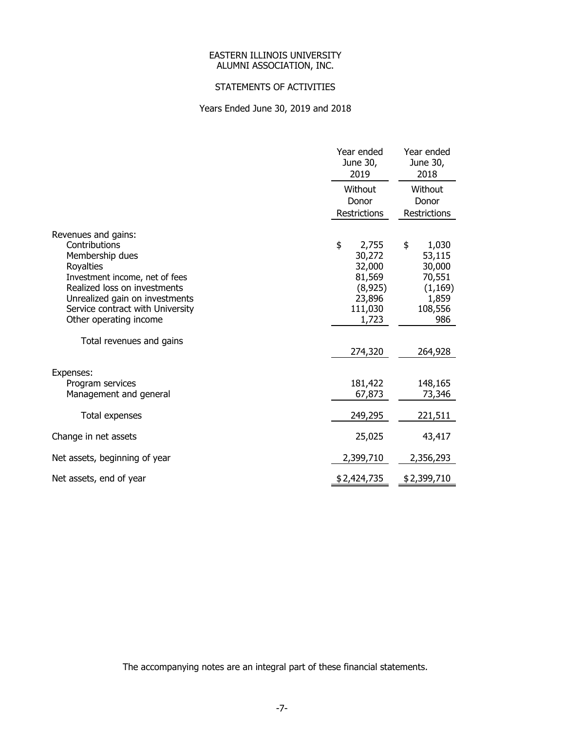# EASTERN ILLINOIS UNIVERSITY
# ALUMNI ASSOCIATION, INC.

## STATEMENTS OF ACTIVITIES

### Years Ended June 30, 2019 and 2018

| | Year ended June 30, 2019 | Year ended June 30, 2018 |
|---|---|---|
| | Without Donor Restrictions | Without Donor Restrictions |
| Revenues and gains: | | |
| Contributions | $ 2,755 | $ 1,030 |
| Membership dues | 30,272 | 53,115 |
| Royalties | 32,000 | 30,000 |
| Investment income, net of fees | 81,569 | 70,551 |
| Realized loss on investments | (8,925) | (1,169) |
| Unrealized gain on investments | 23,896 | 1,859 |
| Service contract with University | 111,030 | 108,556 |
| Other operating income | 1,723 | 986 |
| Total revenues and gains | 274,320 | 264,928 |
| Expenses: | | |
| Program services | 181,422 | 148,165 |
| Management and general | 67,873 | 73,346 |
| Total expenses | 249,295 | 221,511 |
| Change in net assets | 25,025 | 43,417 |
| Net assets, beginning of year | 2,399,710 | 2,356,293 |
| Net assets, end of year | $2,424,735 | $2,399,710 |

The accompanying notes are an integral part of these financial statements.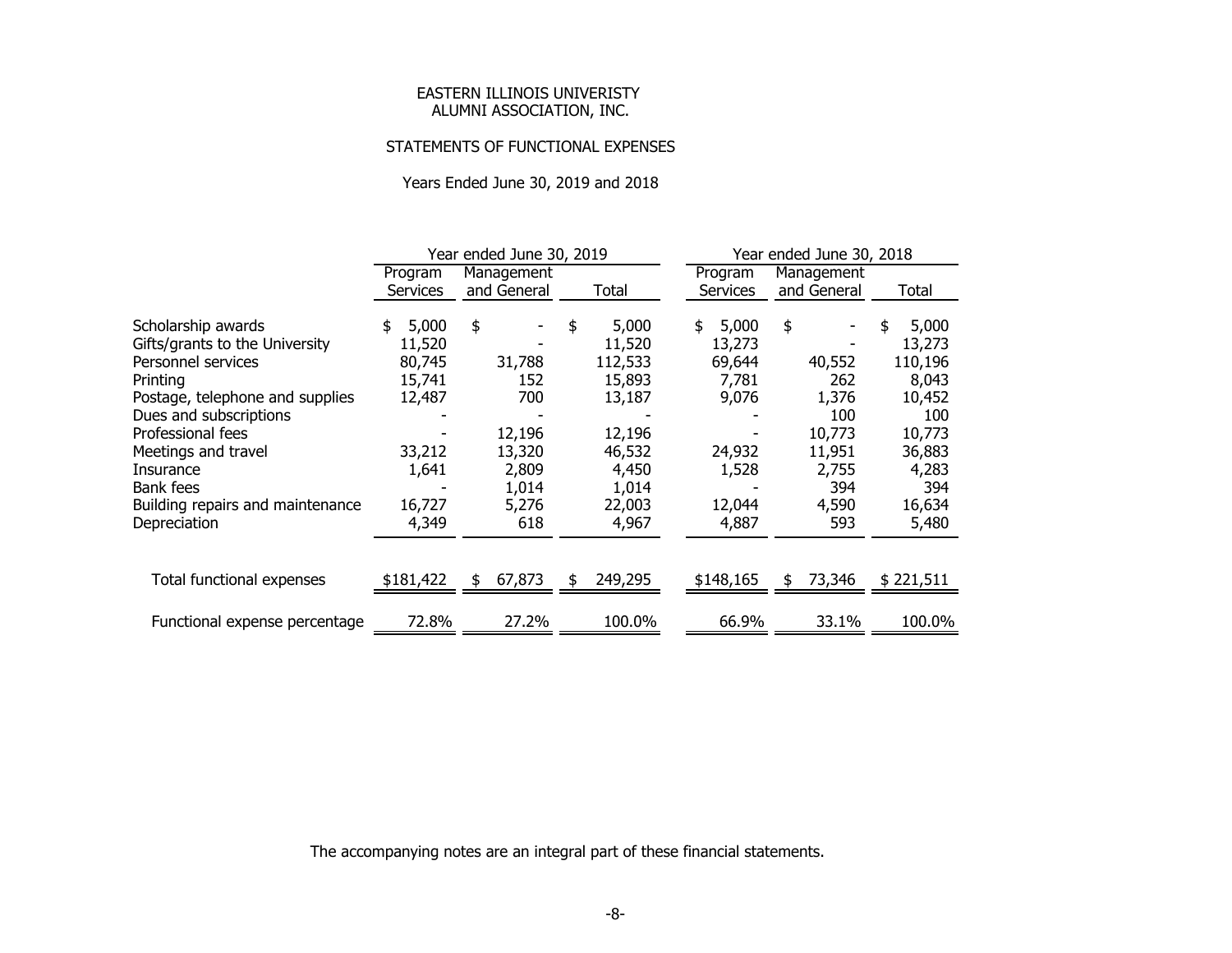# EASTERN ILLINOIS UNIVERISTY ALUMNI ASSOCIATION, INC.

## STATEMENTS OF FUNCTIONAL EXPENSES

Years Ended June 30, 2019 and 2018

| | Year ended June 30, 2019 | | | Year ended June 30, 2018 | | |
|---|---|---|---|---|---|---|
| | Program Services | Management and General | Total | Program Services | Management and General | Total |
| Scholarship awards | $ 5,000 | $ - | $ 5,000 | $ 5,000 | $ - | $ 5,000 |
| Gifts/grants to the University | 11,520 | - | 11,520 | 13,273 | - | 13,273 |
| Personnel services | 80,745 | 31,788 | 112,533 | 69,644 | 40,552 | 110,196 |
| Printing | 15,741 | 152 | 15,893 | 7,781 | 262 | 8,043 |
| Postage, telephone and supplies | 12,487 | 700 | 13,187 | 9,076 | 1,376 | 10,452 |
| Dues and subscriptions | - | - | - | - | 100 | 100 |
| Professional fees | - | 12,196 | 12,196 | - | 10,773 | 10,773 |
| Meetings and travel | 33,212 | 13,320 | 46,532 | 24,932 | 11,951 | 36,883 |
| Insurance | 1,641 | 2,809 | 4,450 | 1,528 | 2,755 | 4,283 |
| Bank fees | - | 1,014 | 1,014 | - | 394 | 394 |
| Building repairs and maintenance | 16,727 | 5,276 | 22,003 | 12,044 | 4,590 | 16,634 |
| Depreciation | 4,349 | 618 | 4,967 | 4,887 | 593 | 5,480 |
| Total functional expenses | $181,422 | $ 67,873 | $ 249,295 | $148,165 | $ 73,346 | $ 221,511 |
| Functional expense percentage | 72.8% | 27.2% | 100.0% | 66.9% | 33.1% | 100.0% |

The accompanying notes are an integral part of these financial statements.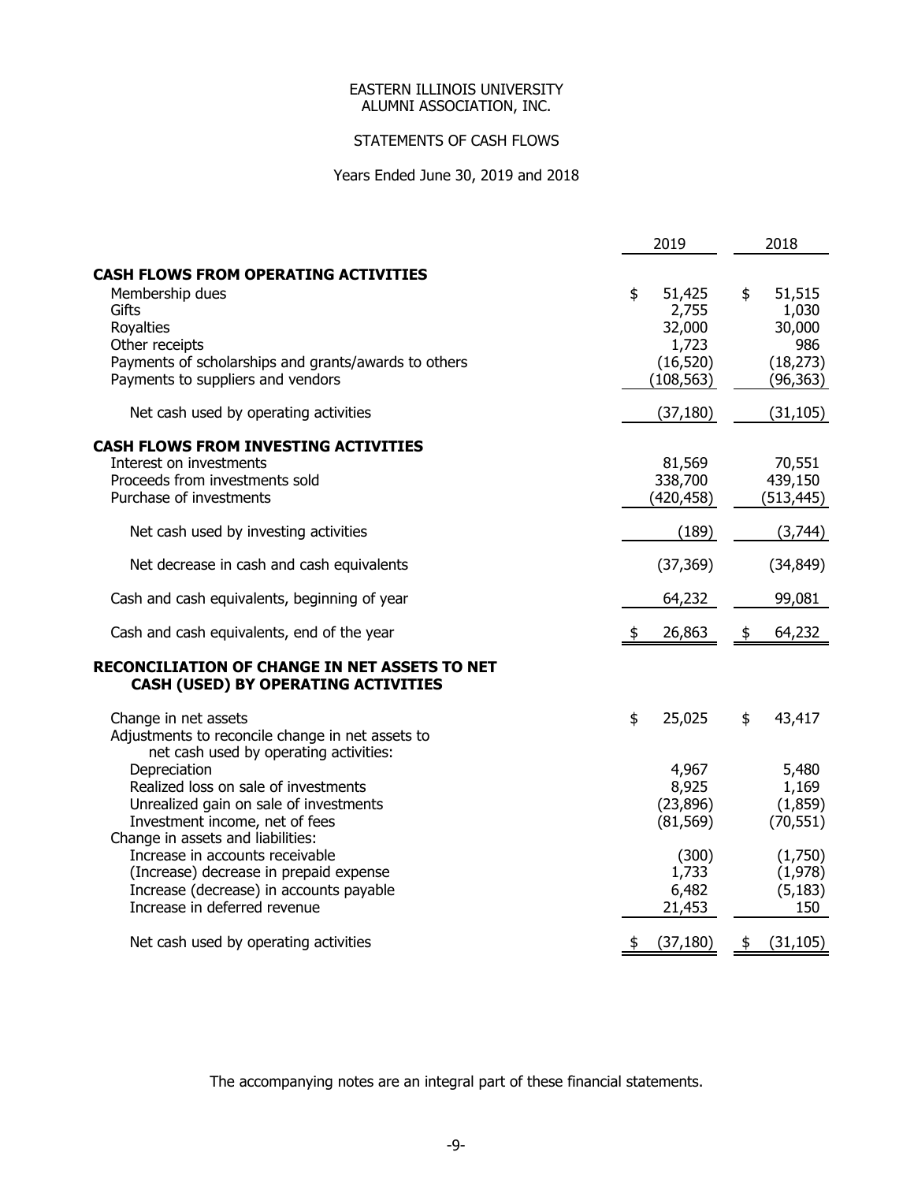# EASTERN ILLINOIS UNIVERSITY ALUMNI ASSOCIATION, INC.

## STATEMENTS OF CASH FLOWS

### Years Ended June 30, 2019 and 2018

| | 2019 | 2018 |
|---|---|---|
| **CASH FLOWS FROM OPERATING ACTIVITIES** | | |
| Membership dues | $ 51,425 | $ 51,515 |
| Gifts | 2,755 | 1,030 |
| Royalties | 32,000 | 30,000 |
| Other receipts | 1,723 | 986 |
| Payments of scholarships and grants/awards to others | (16,520) | (18,273) |
| Payments to suppliers and vendors | (108,563) | (96,363) |
| Net cash used by operating activities | (37,180) | (31,105) |
| **CASH FLOWS FROM INVESTING ACTIVITIES** | | |
| Interest on investments | 81,569 | 70,551 |
| Proceeds from investments sold | 338,700 | 439,150 |
| Purchase of investments | (420,458) | (513,445) |
| Net cash used by investing activities | (189) | (3,744) |
| Net decrease in cash and cash equivalents | (37,369) | (34,849) |
| Cash and cash equivalents, beginning of year | 64,232 | 99,081 |
| Cash and cash equivalents, end of the year | $ 26,863 | $ 64,232 |
| **RECONCILIATION OF CHANGE IN NET ASSETS TO NET CASH (USED) BY OPERATING ACTIVITIES** | | |
| Change in net assets | $ 25,025 | $ 43,417 |
| Adjustments to reconcile change in net assets to net cash used by operating activities: | | |
| Depreciation | 4,967 | 5,480 |
| Realized loss on sale of investments | 8,925 | 1,169 |
| Unrealized gain on sale of investments | (23,896) | (1,859) |
| Investment income, net of fees | (81,569) | (70,551) |
| Change in assets and liabilities: | | |
| Increase in accounts receivable | (300) | (1,750) |
| (Increase) decrease in prepaid expense | 1,733 | (1,978) |
| Increase (decrease) in accounts payable | 6,482 | (5,183) |
| Increase in deferred revenue | 21,453 | 150 |
| Net cash used by operating activities | $ (37,180) | $ (31,105) |

The accompanying notes are an integral part of these financial statements.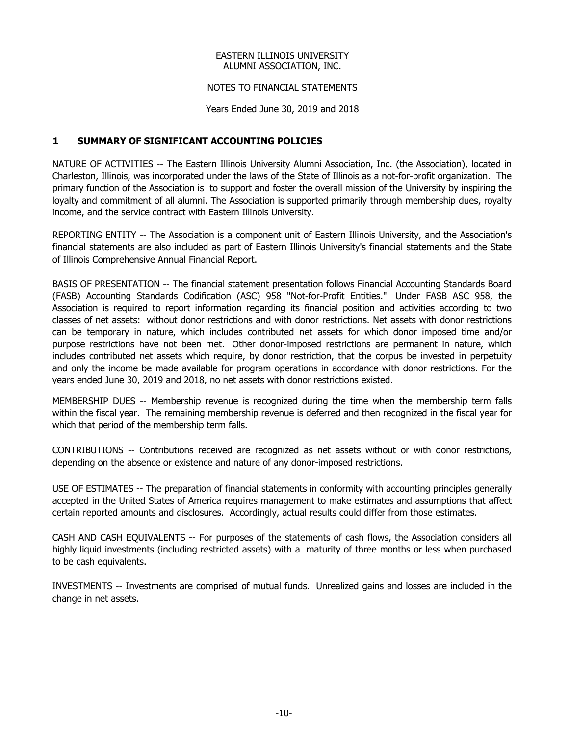EASTERN ILLINOIS UNIVERSITY
ALUMNI ASSOCIATION, INC.

NOTES TO FINANCIAL STATEMENTS

Years Ended June 30, 2019 and 2018

## 1 SUMMARY OF SIGNIFICANT ACCOUNTING POLICIES

NATURE OF ACTIVITIES -- The Eastern Illinois University Alumni Association, Inc. (the Association), located in Charleston, Illinois, was incorporated under the laws of the State of Illinois as a not-for-profit organization. The primary function of the Association is to support and foster the overall mission of the University by inspiring the loyalty and commitment of all alumni. The Association is supported primarily through membership dues, royalty income, and the service contract with Eastern Illinois University.

REPORTING ENTITY -- The Association is a component unit of Eastern Illinois University, and the Association's financial statements are also included as part of Eastern Illinois University's financial statements and the State of Illinois Comprehensive Annual Financial Report.

BASIS OF PRESENTATION -- The financial statement presentation follows Financial Accounting Standards Board (FASB) Accounting Standards Codification (ASC) 958 "Not-for-Profit Entities." Under FASB ASC 958, the Association is required to report information regarding its financial position and activities according to two classes of net assets: without donor restrictions and with donor restrictions. Net assets with donor restrictions can be temporary in nature, which includes contributed net assets for which donor imposed time and/or purpose restrictions have not been met. Other donor-imposed restrictions are permanent in nature, which includes contributed net assets which require, by donor restriction, that the corpus be invested in perpetuity and only the income be made available for program operations in accordance with donor restrictions. For the years ended June 30, 2019 and 2018, no net assets with donor restrictions existed.

MEMBERSHIP DUES -- Membership revenue is recognized during the time when the membership term falls within the fiscal year. The remaining membership revenue is deferred and then recognized in the fiscal year for which that period of the membership term falls.

CONTRIBUTIONS -- Contributions received are recognized as net assets without or with donor restrictions, depending on the absence or existence and nature of any donor-imposed restrictions.

USE OF ESTIMATES -- The preparation of financial statements in conformity with accounting principles generally accepted in the United States of America requires management to make estimates and assumptions that affect certain reported amounts and disclosures. Accordingly, actual results could differ from those estimates.

CASH AND CASH EQUIVALENTS -- For purposes of the statements of cash flows, the Association considers all highly liquid investments (including restricted assets) with a maturity of three months or less when purchased to be cash equivalents.

INVESTMENTS -- Investments are comprised of mutual funds. Unrealized gains and losses are included in the change in net assets.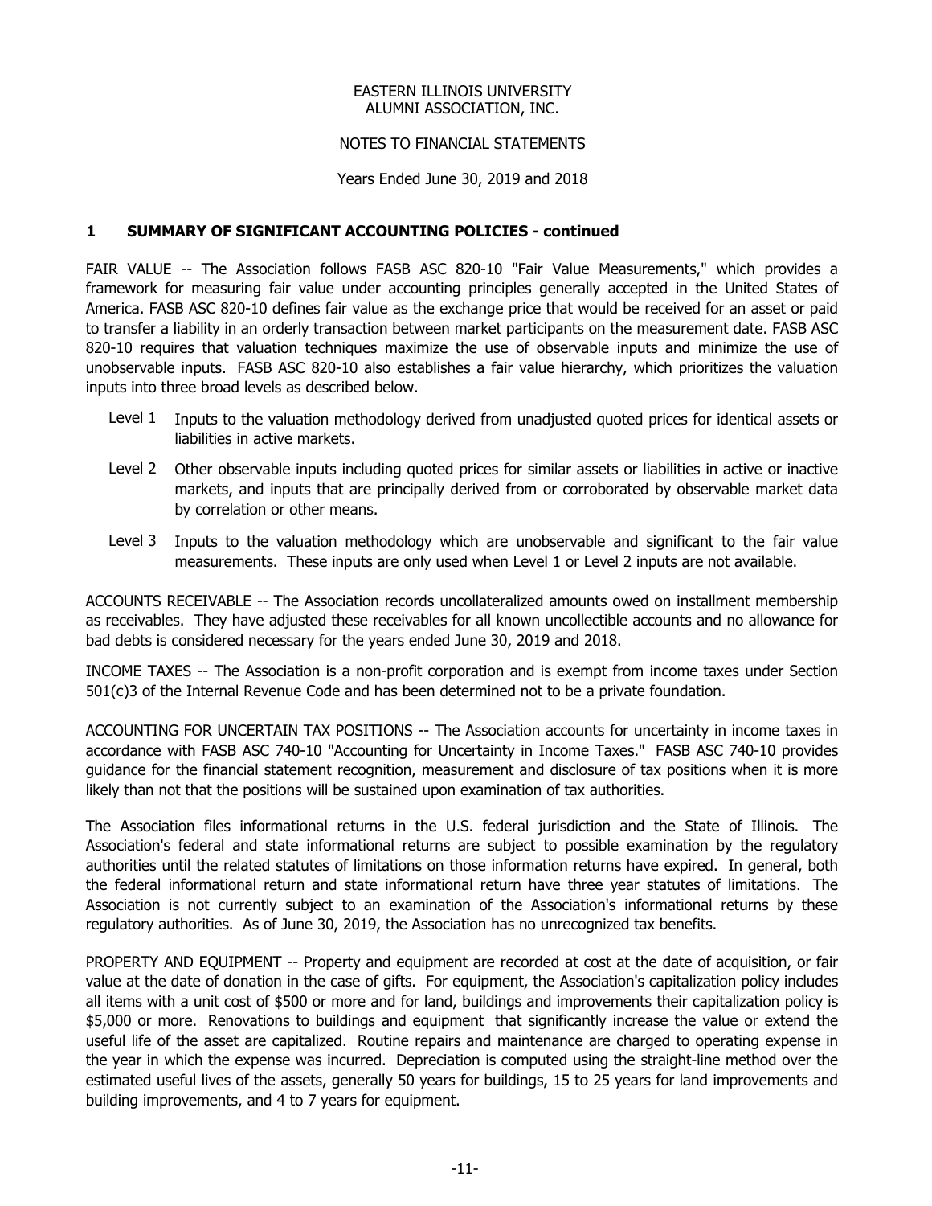# EASTERN ILLINOIS UNIVERSITY ALUMNI ASSOCIATION, INC.

## NOTES TO FINANCIAL STATEMENTS

Years Ended June 30, 2019 and 2018

### 1 SUMMARY OF SIGNIFICANT ACCOUNTING POLICIES - continued

FAIR VALUE -- The Association follows FASB ASC 820-10 "Fair Value Measurements," which provides a framework for measuring fair value under accounting principles generally accepted in the United States of America. FASB ASC 820-10 defines fair value as the exchange price that would be received for an asset or paid to transfer a liability in an orderly transaction between market participants on the measurement date. FASB ASC 820-10 requires that valuation techniques maximize the use of observable inputs and minimize the use of unobservable inputs. FASB ASC 820-10 also establishes a fair value hierarchy, which prioritizes the valuation inputs into three broad levels as described below.

- Level 1 Inputs to the valuation methodology derived from unadjusted quoted prices for identical assets or liabilities in active markets.
- Level 2 Other observable inputs including quoted prices for similar assets or liabilities in active or inactive markets, and inputs that are principally derived from or corroborated by observable market data by correlation or other means.
- Level 3 Inputs to the valuation methodology which are unobservable and significant to the fair value measurements. These inputs are only used when Level 1 or Level 2 inputs are not available.

ACCOUNTS RECEIVABLE -- The Association records uncollateralized amounts owed on installment membership as receivables. They have adjusted these receivables for all known uncollectible accounts and no allowance for bad debts is considered necessary for the years ended June 30, 2019 and 2018.

INCOME TAXES -- The Association is a non-profit corporation and is exempt from income taxes under Section 501(c)3 of the Internal Revenue Code and has been determined not to be a private foundation.

ACCOUNTING FOR UNCERTAIN TAX POSITIONS -- The Association accounts for uncertainty in income taxes in accordance with FASB ASC 740-10 "Accounting for Uncertainty in Income Taxes." FASB ASC 740-10 provides guidance for the financial statement recognition, measurement and disclosure of tax positions when it is more likely than not that the positions will be sustained upon examination of tax authorities.

The Association files informational returns in the U.S. federal jurisdiction and the State of Illinois. The Association's federal and state informational returns are subject to possible examination by the regulatory authorities until the related statutes of limitations on those information returns have expired. In general, both the federal informational return and state informational return have three year statutes of limitations. The Association is not currently subject to an examination of the Association's informational returns by these regulatory authorities. As of June 30, 2019, the Association has no unrecognized tax benefits.

PROPERTY AND EQUIPMENT -- Property and equipment are recorded at cost at the date of acquisition, or fair value at the date of donation in the case of gifts. For equipment, the Association's capitalization policy includes all items with a unit cost of $500 or more and for land, buildings and improvements their capitalization policy is $5,000 or more. Renovations to buildings and equipment that significantly increase the value or extend the useful life of the asset are capitalized. Routine repairs and maintenance are charged to operating expense in the year in which the expense was incurred. Depreciation is computed using the straight-line method over the estimated useful lives of the assets, generally 50 years for buildings, 15 to 25 years for land improvements and building improvements, and 4 to 7 years for equipment.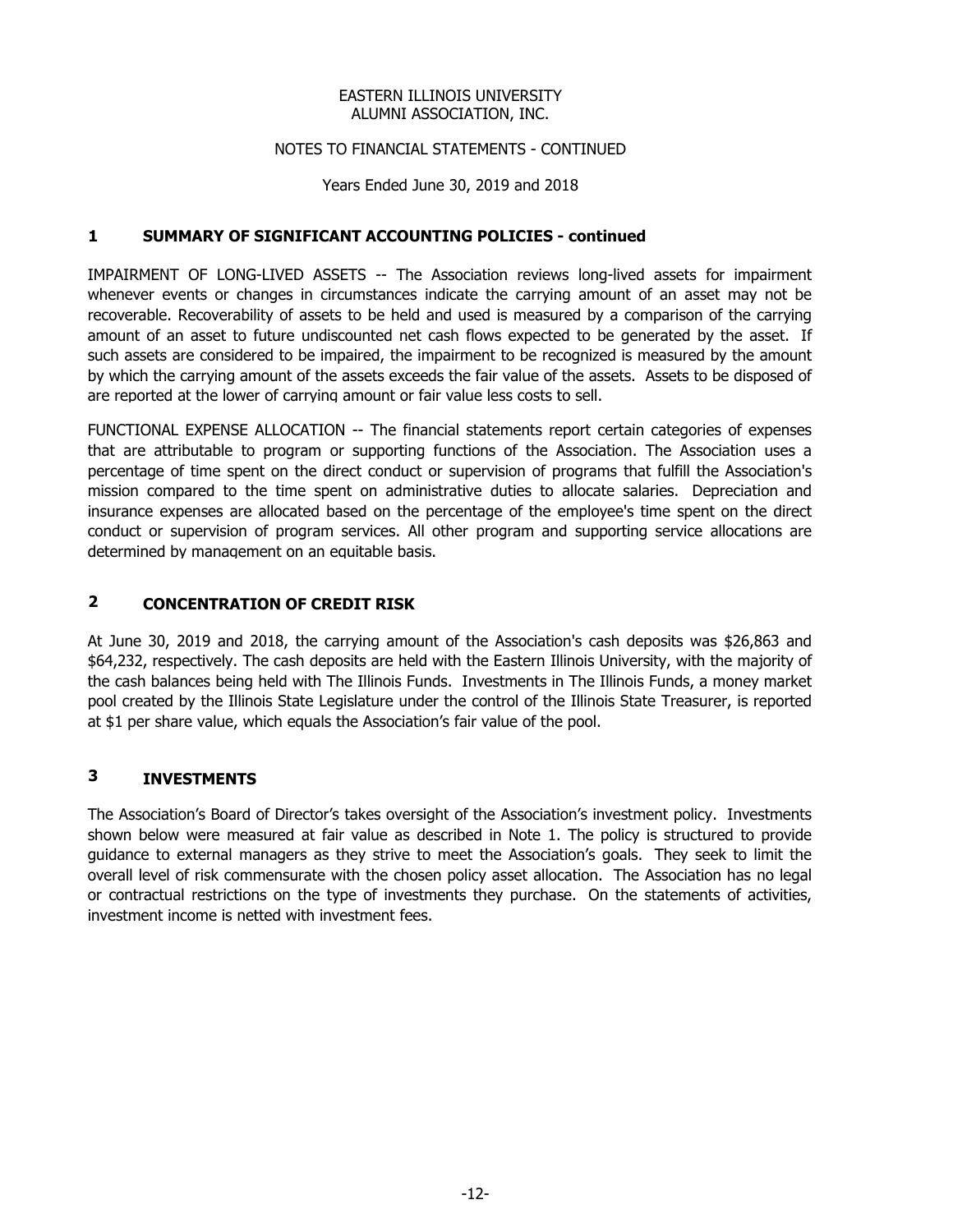EASTERN ILLINOIS UNIVERSITY
ALUMNI ASSOCIATION, INC.

NOTES TO FINANCIAL STATEMENTS - CONTINUED

Years Ended June 30, 2019 and 2018

## 1 SUMMARY OF SIGNIFICANT ACCOUNTING POLICIES - continued

IMPAIRMENT OF LONG-LIVED ASSETS -- The Association reviews long-lived assets for impairment whenever events or changes in circumstances indicate the carrying amount of an asset may not be recoverable. Recoverability of assets to be held and used is measured by a comparison of the carrying amount of an asset to future undiscounted net cash flows expected to be generated by the asset. If such assets are considered to be impaired, the impairment to be recognized is measured by the amount by which the carrying amount of the assets exceeds the fair value of the assets. Assets to be disposed of are reported at the lower of carrying amount or fair value less costs to sell.

FUNCTIONAL EXPENSE ALLOCATION -- The financial statements report certain categories of expenses that are attributable to program or supporting functions of the Association. The Association uses a percentage of time spent on the direct conduct or supervision of programs that fulfill the Association's mission compared to the time spent on administrative duties to allocate salaries. Depreciation and insurance expenses are allocated based on the percentage of the employee's time spent on the direct conduct or supervision of program services. All other program and supporting service allocations are determined by management on an equitable basis.

## 2 CONCENTRATION OF CREDIT RISK

At June 30, 2019 and 2018, the carrying amount of the Association's cash deposits was $26,863 and $64,232, respectively. The cash deposits are held with the Eastern Illinois University, with the majority of the cash balances being held with The Illinois Funds. Investments in The Illinois Funds, a money market pool created by the Illinois State Legislature under the control of the Illinois State Treasurer, is reported at $1 per share value, which equals the Association's fair value of the pool.

## 3 INVESTMENTS

The Association's Board of Director's takes oversight of the Association's investment policy. Investments shown below were measured at fair value as described in Note 1. The policy is structured to provide guidance to external managers as they strive to meet the Association's goals. They seek to limit the overall level of risk commensurate with the chosen policy asset allocation. The Association has no legal or contractual restrictions on the type of investments they purchase. On the statements of activities, investment income is netted with investment fees.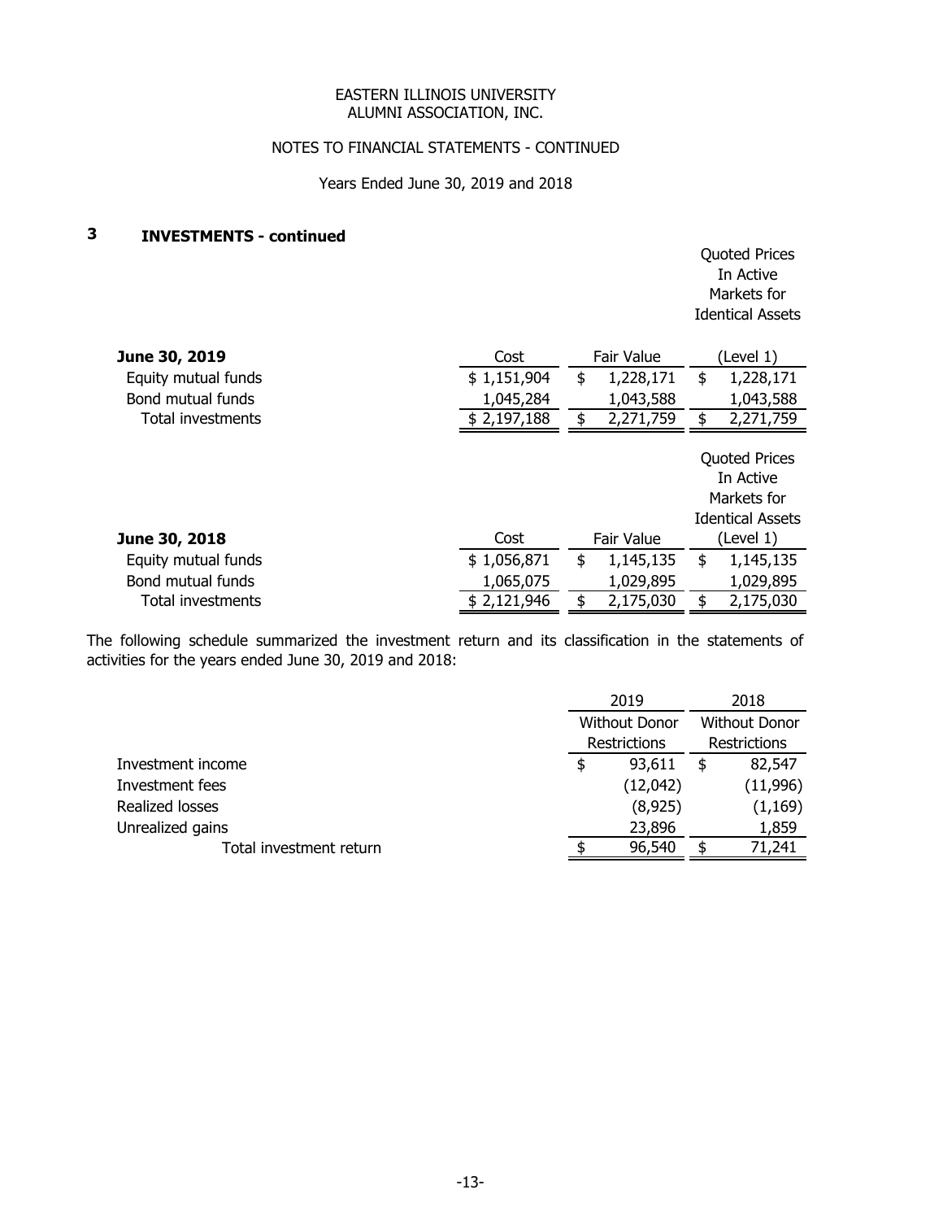EASTERN ILLINOIS UNIVERSITY
ALUMNI ASSOCIATION, INC.

NOTES TO FINANCIAL STATEMENTS - CONTINUED

Years Ended June 30, 2019 and 2018

## 3 INVESTMENTS - continued

| June 30, 2019 | Cost | Fair Value | Quoted Prices In Active Markets for Identical Assets (Level 1) |
|---|---|---|---|
| Equity mutual funds | $ 1,151,904 | $ 1,228,171 | $ 1,228,171 |
| Bond mutual funds | 1,045,284 | 1,043,588 | 1,043,588 |
| Total investments | $ 2,197,188 | $ 2,271,759 | $ 2,271,759 |

| June 30, 2018 | Cost | Fair Value | Quoted Prices In Active Markets for Identical Assets (Level 1) |
|---|---|---|---|
| Equity mutual funds | $ 1,056,871 | $ 1,145,135 | $ 1,145,135 |
| Bond mutual funds | 1,065,075 | 1,029,895 | 1,029,895 |
| Total investments | $ 2,121,946 | $ 2,175,030 | $ 2,175,030 |

The following schedule summarized the investment return and its classification in the statements of activities for the years ended June 30, 2019 and 2018:

| | 2019 | 2018 |
|---|---|---|
| | Without Donor Restrictions | Without Donor Restrictions |
| Investment income | $ 93,611 | $ 82,547 |
| Investment fees | (12,042) | (11,996) |
| Realized losses | (8,925) | (1,169) |
| Unrealized gains | 23,896 | 1,859 |
| Total investment return | $ 96,540 | $ 71,241 |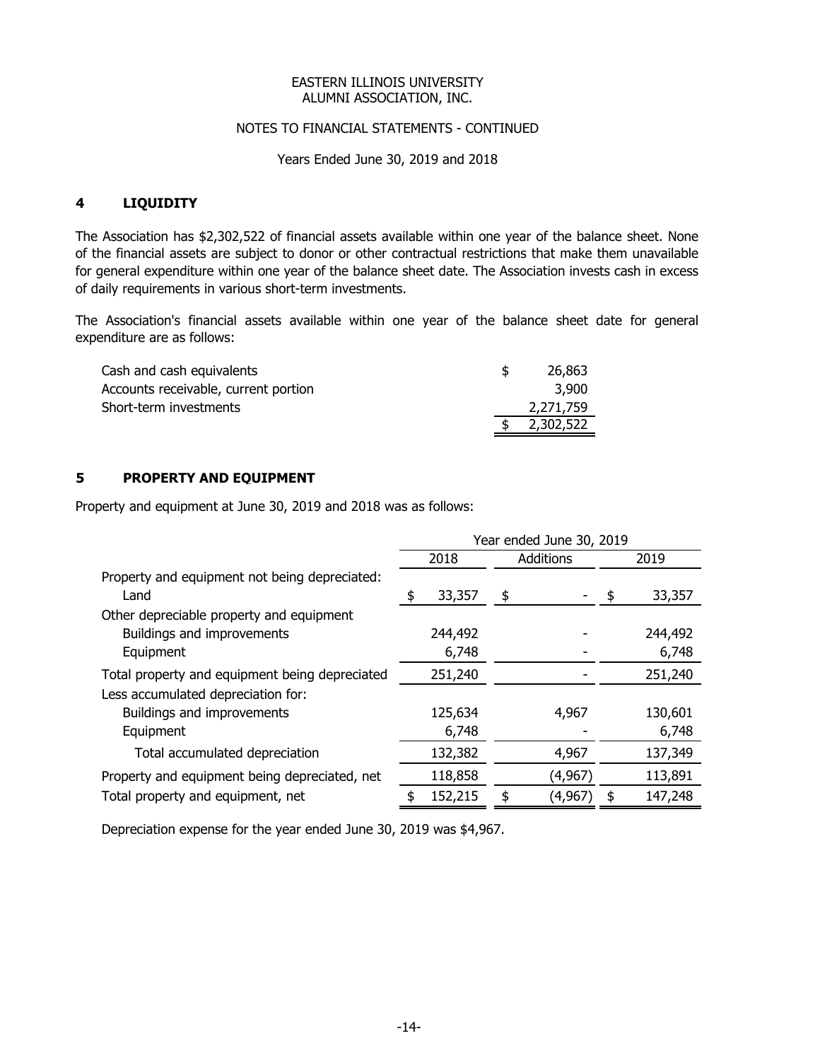EASTERN ILLINOIS UNIVERSITY
ALUMNI ASSOCIATION, INC.

NOTES TO FINANCIAL STATEMENTS - CONTINUED

Years Ended June 30, 2019 and 2018

## 4 LIQUIDITY

The Association has $2,302,522 of financial assets available within one year of the balance sheet. None of the financial assets are subject to donor or other contractual restrictions that make them unavailable for general expenditure within one year of the balance sheet date. The Association invests cash in excess of daily requirements in various short-term investments.

The Association's financial assets available within one year of the balance sheet date for general expenditure are as follows:

| | |
|---|---|
| Cash and cash equivalents | $ 26,863 |
| Accounts receivable, current portion | 3,900 |
| Short-term investments | 2,271,759 |
| | $ 2,302,522 |

## 5 PROPERTY AND EQUIPMENT

Property and equipment at June 30, 2019 and 2018 was as follows:

| | Year ended June 30, 2019 | | |
|---|---|---|---|
| | 2018 | Additions | 2019 |
| Property and equipment not being depreciated: | | | |
| Land | $ 33,357 | $ - | $ 33,357 |
| Other depreciable property and equipment | | | |
| Buildings and improvements | 244,492 | - | 244,492 |
| Equipment | 6,748 | - | 6,748 |
| Total property and equipment being depreciated | 251,240 | - | 251,240 |
| Less accumulated depreciation for: | | | |
| Buildings and improvements | 125,634 | 4,967 | 130,601 |
| Equipment | 6,748 | - | 6,748 |
| Total accumulated depreciation | 132,382 | 4,967 | 137,349 |
| Property and equipment being depreciated, net | 118,858 | (4,967) | 113,891 |
| Total property and equipment, net | $ 152,215 | $ (4,967) | $ 147,248 |

Depreciation expense for the year ended June 30, 2019 was $4,967.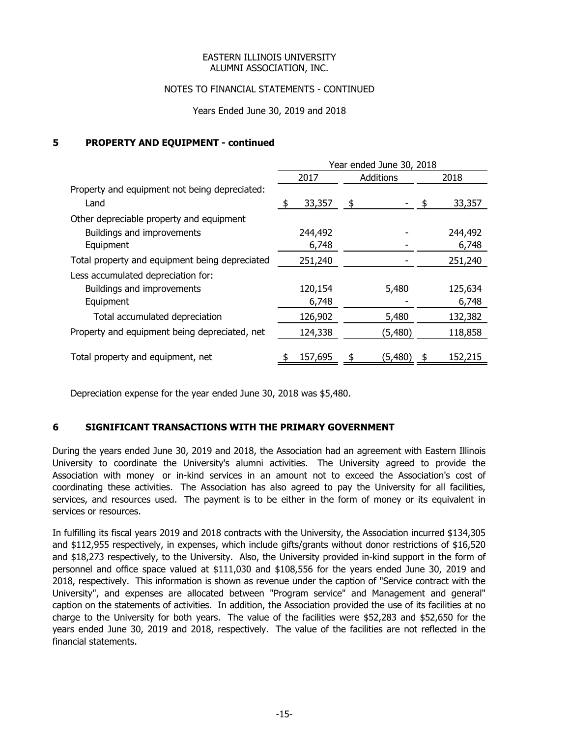## 5 PROPERTY AND EQUIPMENT - continued

| | Year ended June 30, 2018 | | |
|---|---|---|---|
| | 2017 | Additions | 2018 |
| Property and equipment not being depreciated: | | | |
| Land | $ 33,357 | $ - | $ 33,357 |
| Other depreciable property and equipment | | | |
| Buildings and improvements | 244,492 | - | 244,492 |
| Equipment | 6,748 | - | 6,748 |
| Total property and equipment being depreciated | 251,240 | - | 251,240 |
| Less accumulated depreciation for: | | | |
| Buildings and improvements | 120,154 | 5,480 | 125,634 |
| Equipment | 6,748 | - | 6,748 |
| Total accumulated depreciation | 126,902 | 5,480 | 132,382 |
| Property and equipment being depreciated, net | 124,338 | (5,480) | 118,858 |
| Total property and equipment, net | $ 157,695 | $ (5,480) | $ 152,215 |

Depreciation expense for the year ended June 30, 2018 was $5,480.

## 6 SIGNIFICANT TRANSACTIONS WITH THE PRIMARY GOVERNMENT

During the years ended June 30, 2019 and 2018, the Association had an agreement with Eastern Illinois University to coordinate the University's alumni activities. The University agreed to provide the Association with money or in-kind services in an amount not to exceed the Association's cost of coordinating these activities. The Association has also agreed to pay the University for all facilities, services, and resources used. The payment is to be either in the form of money or its equivalent in services or resources.

In fulfilling its fiscal years 2019 and 2018 contracts with the University, the Association incurred $134,305 and $112,955 respectively, in expenses, which include gifts/grants without donor restrictions of $16,520 and $18,273 respectively, to the University. Also, the University provided in-kind support in the form of personnel and office space valued at $111,030 and $108,556 for the years ended June 30, 2019 and 2018, respectively. This information is shown as revenue under the caption of "Service contract with the University", and expenses are allocated between "Program service" and Management and general" caption on the statements of activities. In addition, the Association provided the use of its facilities at no charge to the University for both years. The value of the facilities were $52,283 and $52,650 for the years ended June 30, 2019 and 2018, respectively. The value of the facilities are not reflected in the financial statements.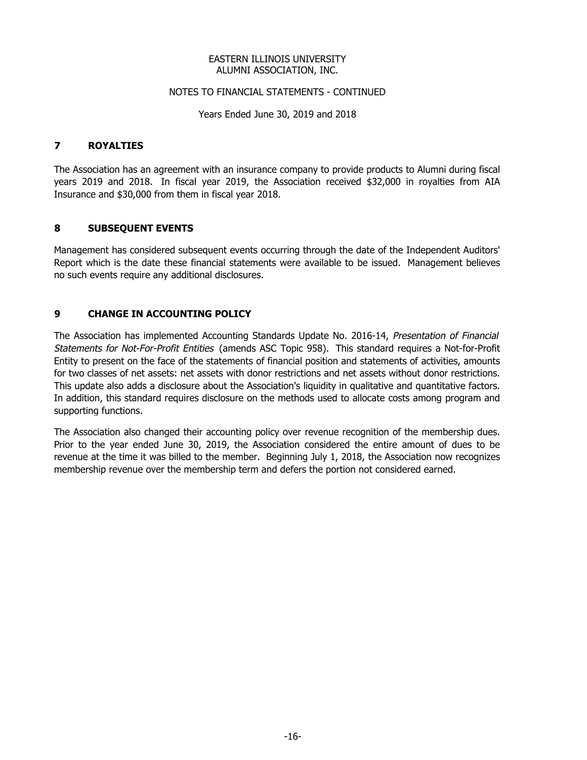## 7 ROYALTIES

The Association has an agreement with an insurance company to provide products to Alumni during fiscal years 2019 and 2018. In fiscal year 2019, the Association received $32,000 in royalties from AIA Insurance and $30,000 from them in fiscal year 2018.

## 8 SUBSEQUENT EVENTS

Management has considered subsequent events occurring through the date of the Independent Auditors' Report which is the date these financial statements were available to be issued. Management believes no such events require any additional disclosures.

## 9 CHANGE IN ACCOUNTING POLICY

The Association has implemented Accounting Standards Update No. 2016-14, *Presentation of Financial Statements for Not-For-Profit Entities* (amends ASC Topic 958). This standard requires a Not-for-Profit Entity to present on the face of the statements of financial position and statements of activities, amounts for two classes of net assets: net assets with donor restrictions and net assets without donor restrictions. This update also adds a disclosure about the Association's liquidity in qualitative and quantitative factors. In addition, this standard requires disclosure on the methods used to allocate costs among program and supporting functions.

The Association also changed their accounting policy over revenue recognition of the membership dues. Prior to the year ended June 30, 2019, the Association considered the entire amount of dues to be revenue at the time it was billed to the member. Beginning July 1, 2018, the Association now recognizes membership revenue over the membership term and defers the portion not considered earned.